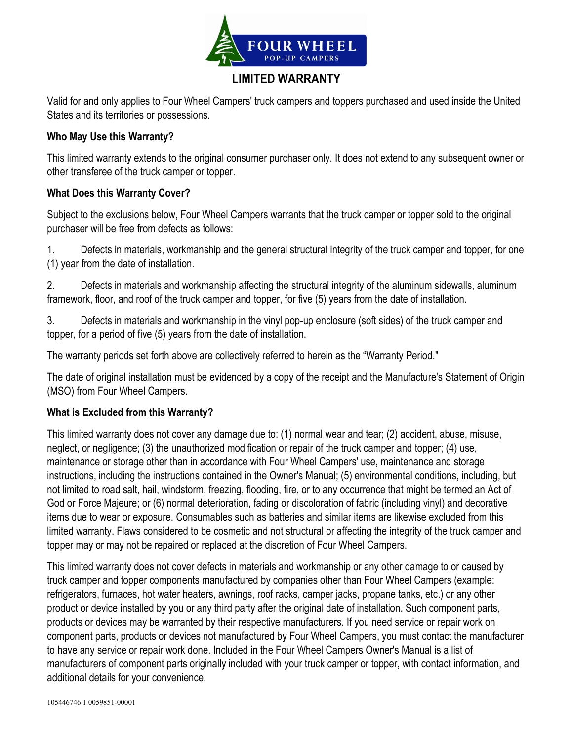# LIMITED WARRANTY

Valid for and only applies to Four Wheel Campers' truck campers and toppers purchased and used inside the United States and its territories or possessions.

### Who May Use this Warranty?

This limited warranty extends to the original consumer purchaser only. It does not extend to any subsequent owner or other transferee of the truck camper or topper.

### What Does this Warranty Cover?

Subject to the exclusions below, Four Wheel Campers warrants that the truck camper or topper sold to the original purchaser will be free from defects as follows:

1. Defects in materials, workmanship and the general structural integrity of the truck camper and topper, for one (1) year from the date of installation.

2. Defects in materials and workmanship affecting the structural integrity of the aluminum sidewalls, aluminum framework, floor, and roof of the truck camper and topper, for five (5) years from the date of installation.

3. Defects in materials and workmanship in the vinyl pop-up enclosure (soft sides) of the truck camper and topper, for a period of five (5) years from the date of installation.

The warranty periods set forth above are collectively referred to herein as the "Warranty Period."

The date of original installation must be evidenced by a copy of the receipt and the Manufacture's Statement of Origin (MSO) from Four Wheel Campers.

### What is Excluded from this Warranty?

This limited warranty does not cover any damage due to: (1) normal wear and tear; (2) accident, abuse, misuse, neglect, or negligence; (3) the unauthorized modification or repair of the truck camper and topper; (4) use, maintenance or storage other than in accordance with Four Wheel Campers' use, maintenance and storage instructions, including the instructions contained in the Owner's Manual; (5) environmental conditions, including, but not limited to road salt, hail, windstorm, freezing, flooding, fire, or to any occurrence that might be termed an Act of God or Force Majeure; or (6) normal deterioration, fading or discoloration of fabric (including vinyl) and decorative items due to wear or exposure. Consumables such as batteries and similar items are likewise excluded from this limited warranty. Flaws considered to be cosmetic and not structural or affecting the integrity of the truck camper and topper may or may not be repaired or replaced at the discretion of Four Wheel Campers.

This limited warranty does not cover defects in materials and workmanship or any other damage to or caused by truck camper and topper components manufactured by companies other than Four Wheel Campers (example: refrigerators, furnaces, hot water heaters, awnings, roof racks, camper jacks, propane tanks, etc.) or any other product or device installed by you or any third party after the original date of installation. Such component parts, products or devices may be warranted by their respective manufacturers. If you need service or repair work on component parts, products or devices not manufactured by Four Wheel Campers, you must contact the manufacturer to have any service or repair work done. Included in the Four Wheel Campers Owner's Manual is a list of manufacturers of component parts originally included with your truck camper or topper, with contact information, and additional details for your convenience.

105446746.1 0059851-00001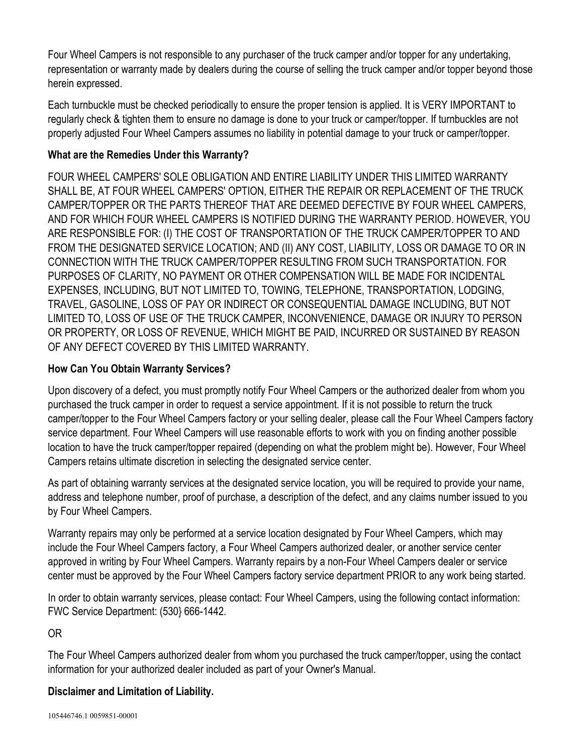Four Wheel Campers is not responsible to any purchaser of the truck camper and/or topper for any undertaking, representation or warranty made by dealers during the course of selling the truck camper and/or topper beyond those herein expressed.

Each turnbuckle must be checked periodically to ensure the proper tension is applied. It is VERY IMPORTANT to regularly check & tighten them to ensure no damage is done to your truck or camper/topper. If turnbuckles are not properly adjusted Four Wheel Campers assumes no liability in potential damage to your truck or camper/topper.

**What are the Remedies Under this Warranty?**

FOUR WHEEL CAMPERS' SOLE OBLIGATION AND ENTIRE LIABILITY UNDER THIS LIMITED WARRANTY SHALL BE, AT FOUR WHEEL CAMPERS' OPTION, EITHER THE REPAIR OR REPLACEMENT OF THE TRUCK CAMPER/TOPPER OR THE PARTS THEREOF THAT ARE DEEMED DEFECTIVE BY FOUR WHEEL CAMPERS, AND FOR WHICH FOUR WHEEL CAMPERS IS NOTIFIED DURING THE WARRANTY PERIOD. HOWEVER, YOU ARE RESPONSIBLE FOR: (I) THE COST OF TRANSPORTATION OF THE TRUCK CAMPER/TOPPER TO AND FROM THE DESIGNATED SERVICE LOCATION; AND (II) ANY COST, LIABILITY, LOSS OR DAMAGE TO OR IN CONNECTION WITH THE TRUCK CAMPER/TOPPER RESULTING FROM SUCH TRANSPORTATION. FOR PURPOSES OF CLARITY, NO PAYMENT OR OTHER COMPENSATION WILL BE MADE FOR INCIDENTAL EXPENSES, INCLUDING, BUT NOT LIMITED TO, TOWING, TELEPHONE, TRANSPORTATION, LODGING, TRAVEL, GASOLINE, LOSS OF PAY OR INDIRECT OR CONSEQUENTIAL DAMAGE INCLUDING, BUT NOT LIMITED TO, LOSS OF USE OF THE TRUCK CAMPER, INCONVENIENCE, DAMAGE OR INJURY TO PERSON OR PROPERTY, OR LOSS OF REVENUE, WHICH MIGHT BE PAID, INCURRED OR SUSTAINED BY REASON OF ANY DEFECT COVERED BY THIS LIMITED WARRANTY.

**How Can You Obtain Warranty Services?**

Upon discovery of a defect, you must promptly notify Four Wheel Campers or the authorized dealer from whom you purchased the truck camper in order to request a service appointment. If it is not possible to return the truck camper/topper to the Four Wheel Campers factory or your selling dealer, please call the Four Wheel Campers factory service department. Four Wheel Campers will use reasonable efforts to work with you on finding another possible location to have the truck camper/topper repaired (depending on what the problem might be). However, Four Wheel Campers retains ultimate discretion in selecting the designated service center.

As part of obtaining warranty services at the designated service location, you will be required to provide your name, address and telephone number, proof of purchase, a description of the defect, and any claims number issued to you by Four Wheel Campers.

Warranty repairs may only be performed at a service location designated by Four Wheel Campers, which may include the Four Wheel Campers factory, a Four Wheel Campers authorized dealer, or another service center approved in writing by Four Wheel Campers. Warranty repairs by a non-Four Wheel Campers dealer or service center must be approved by the Four Wheel Campers factory service department PRIOR to any work being started.

In order to obtain warranty services, please contact: Four Wheel Campers, using the following contact information: FWC Service Department: (530} 666-1442.

OR

The Four Wheel Campers authorized dealer from whom you purchased the truck camper/topper, using the contact information for your authorized dealer included as part of your Owner's Manual.

**Disclaimer and Limitation of Liability.**

105446746.1 0059851-00001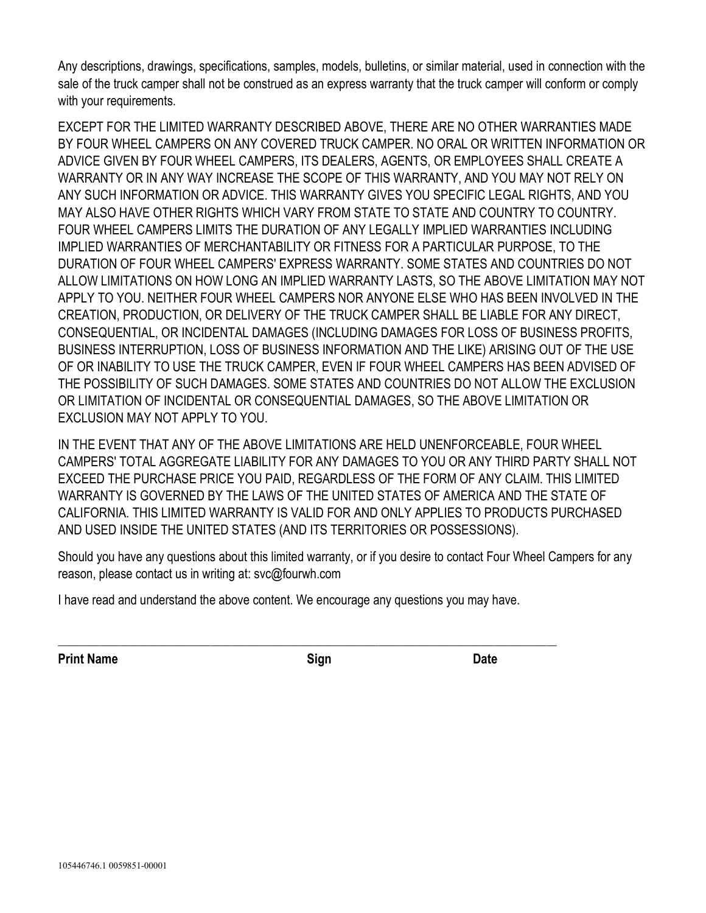Any descriptions, drawings, specifications, samples, models, bulletins, or similar material, used in connection with the sale of the truck camper shall not be construed as an express warranty that the truck camper will conform or comply with your requirements.

EXCEPT FOR THE LIMITED WARRANTY DESCRIBED ABOVE, THERE ARE NO OTHER WARRANTIES MADE BY FOUR WHEEL CAMPERS ON ANY COVERED TRUCK CAMPER. NO ORAL OR WRITTEN INFORMATION OR ADVICE GIVEN BY FOUR WHEEL CAMPERS, ITS DEALERS, AGENTS, OR EMPLOYEES SHALL CREATE A WARRANTY OR IN ANY WAY INCREASE THE SCOPE OF THIS WARRANTY, AND YOU MAY NOT RELY ON ANY SUCH INFORMATION OR ADVICE. THIS WARRANTY GIVES YOU SPECIFIC LEGAL RIGHTS, AND YOU MAY ALSO HAVE OTHER RIGHTS WHICH VARY FROM STATE TO STATE AND COUNTRY TO COUNTRY. FOUR WHEEL CAMPERS LIMITS THE DURATION OF ANY LEGALLY IMPLIED WARRANTIES INCLUDING IMPLIED WARRANTIES OF MERCHANTABILITY OR FITNESS FOR A PARTICULAR PURPOSE, TO THE DURATION OF FOUR WHEEL CAMPERS' EXPRESS WARRANTY. SOME STATES AND COUNTRIES DO NOT ALLOW LIMITATIONS ON HOW LONG AN IMPLIED WARRANTY LASTS, SO THE ABOVE LIMITATION MAY NOT APPLY TO YOU. NEITHER FOUR WHEEL CAMPERS NOR ANYONE ELSE WHO HAS BEEN INVOLVED IN THE CREATION, PRODUCTION, OR DELIVERY OF THE TRUCK CAMPER SHALL BE LIABLE FOR ANY DIRECT, CONSEQUENTIAL, OR INCIDENTAL DAMAGES (INCLUDING DAMAGES FOR LOSS OF BUSINESS PROFITS, BUSINESS INTERRUPTION, LOSS OF BUSINESS INFORMATION AND THE LIKE) ARISING OUT OF THE USE OF OR INABILITY TO USE THE TRUCK CAMPER, EVEN IF FOUR WHEEL CAMPERS HAS BEEN ADVISED OF THE POSSIBILITY OF SUCH DAMAGES. SOME STATES AND COUNTRIES DO NOT ALLOW THE EXCLUSION OR LIMITATION OF INCIDENTAL OR CONSEQUENTIAL DAMAGES, SO THE ABOVE LIMITATION OR EXCLUSION MAY NOT APPLY TO YOU.

IN THE EVENT THAT ANY OF THE ABOVE LIMITATIONS ARE HELD UNENFORCEABLE, FOUR WHEEL CAMPERS' TOTAL AGGREGATE LIABILITY FOR ANY DAMAGES TO YOU OR ANY THIRD PARTY SHALL NOT EXCEED THE PURCHASE PRICE YOU PAID, REGARDLESS OF THE FORM OF ANY CLAIM. THIS LIMITED WARRANTY IS GOVERNED BY THE LAWS OF THE UNITED STATES OF AMERICA AND THE STATE OF CALIFORNIA. THIS LIMITED WARRANTY IS VALID FOR AND ONLY APPLIES TO PRODUCTS PURCHASED AND USED INSIDE THE UNITED STATES (AND ITS TERRITORIES OR POSSESSIONS).

Should you have any questions about this limited warranty, or if you desire to contact Four Wheel Campers for any reason, please contact us in writing at: svc@fourwh.com

I have read and understand the above content. We encourage any questions you may have.

\_\_\_\_\_\_\_\_\_\_\_\_\_\_\_\_\_\_\_\_\_\_\_\_\_\_\_\_\_\_\_\_\_\_\_\_\_\_\_\_\_\_\_\_\_\_\_\_\_\_\_\_\_\_\_\_\_\_\_\_\_\_\_\_\_\_\_\_\_\_\_\_

**Print Name** **Sign** **Date**

105446746.1 0059851-00001